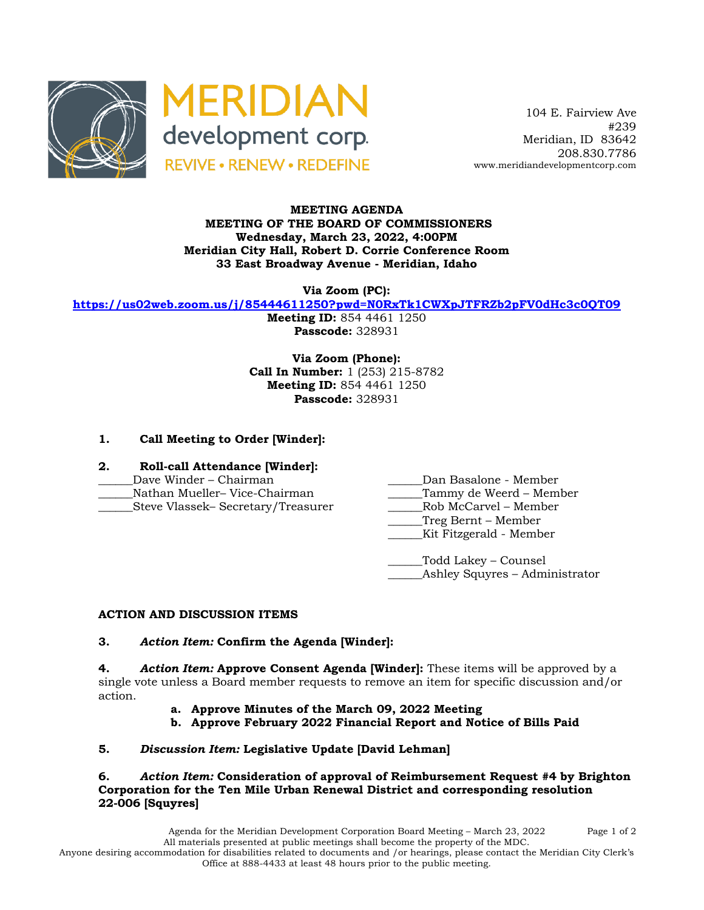MERIDIAN development corp.
REVIVE • RENEW • REDEFINE

104 E. Fairview Ave
#239
Meridian, ID 83642
208.830.7786
www.meridiandevelopmentcorp.com

**MEETING AGENDA**
**MEETING OF THE BOARD OF COMMISSIONERS**
**Wednesday, March 23, 2022, 4:00PM**
**Meridian City Hall, Robert D. Corrie Conference Room**
**33 East Broadway Avenue - Meridian, Idaho**

**Via Zoom (PC):**
**https://us02web.zoom.us/j/85444611250?pwd=N0RxTk1CWXpJTFRZb2pFV0dHc3c0QT09**
**Meeting ID:** 854 4461 1250
**Passcode:** 328931

**Via Zoom (Phone):**
**Call In Number:** 1 (253) 215-8782
**Meeting ID:** 854 4461 1250
**Passcode:** 328931

**1. Call Meeting to Order [Winder]:**

**2. Roll-call Attendance [Winder]:**

______Dave Winder – Chairman
______Nathan Mueller– Vice-Chairman
______Steve Vlassek– Secretary/Treasurer
______Dan Basalone - Member
______Tammy de Weerd – Member
______Rob McCarvel – Member
______Treg Bernt – Member
______Kit Fitzgerald - Member

______Todd Lakey – Counsel
______Ashley Squyres – Administrator

**ACTION AND DISCUSSION ITEMS**

**3.** ***Action Item:*** **Confirm the Agenda [Winder]:**

**4.** ***Action Item:*** **Approve Consent Agenda [Winder]:** These items will be approved by a single vote unless a Board member requests to remove an item for specific discussion and/or action.

- **a. Approve Minutes of the March 09, 2022 Meeting**
- **b. Approve February 2022 Financial Report and Notice of Bills Paid**

**5.** ***Discussion Item:*** **Legislative Update [David Lehman]**

**6.** ***Action Item:*** **Consideration of approval of Reimbursement Request #4 by Brighton Corporation for the Ten Mile Urban Renewal District and corresponding resolution 22-006 [Squyres]**

Agenda for the Meridian Development Corporation Board Meeting – March 23, 2022
All materials presented at public meetings shall become the property of the MDC.
Anyone desiring accommodation for disabilities related to documents and /or hearings, please contact the Meridian City Clerk's Office at 888-4433 at least 48 hours prior to the public meeting.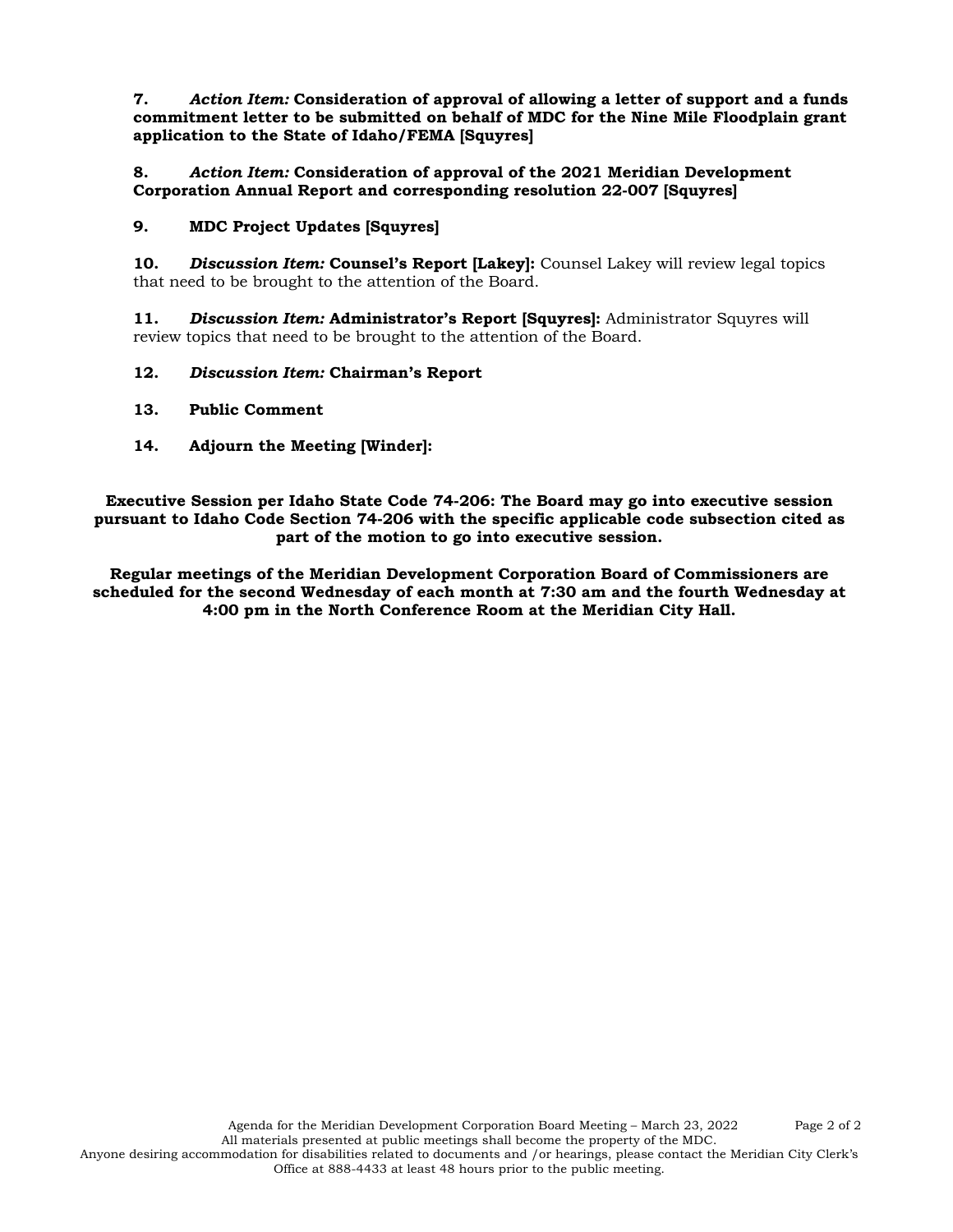**7.** ***Action Item:*** **Consideration of approval of allowing a letter of support and a funds commitment letter to be submitted on behalf of MDC for the Nine Mile Floodplain grant application to the State of Idaho/FEMA [Squyres]**

**8.** ***Action Item:*** **Consideration of approval of the 2021 Meridian Development Corporation Annual Report and corresponding resolution 22-007 [Squyres]**

**9.** **MDC Project Updates [Squyres]**

**10.** ***Discussion Item:*** **Counsel's Report [Lakey]:** Counsel Lakey will review legal topics that need to be brought to the attention of the Board.

**11.** ***Discussion Item:*** **Administrator's Report [Squyres]:** Administrator Squyres will review topics that need to be brought to the attention of the Board.

**12.** ***Discussion Item:*** **Chairman's Report**

**13.** **Public Comment**

**14.** **Adjourn the Meeting [Winder]:**

**Executive Session per Idaho State Code 74-206: The Board may go into executive session pursuant to Idaho Code Section 74-206 with the specific applicable code subsection cited as part of the motion to go into executive session.**

**Regular meetings of the Meridian Development Corporation Board of Commissioners are scheduled for the second Wednesday of each month at 7:30 am and the fourth Wednesday at 4:00 pm in the North Conference Room at the Meridian City Hall.**

All materials presented at public meetings shall become the property of the MDC.
Anyone desiring accommodation for disabilities related to documents and /or hearings, please contact the Meridian City Clerk's Office at 888-4433 at least 48 hours prior to the public meeting.